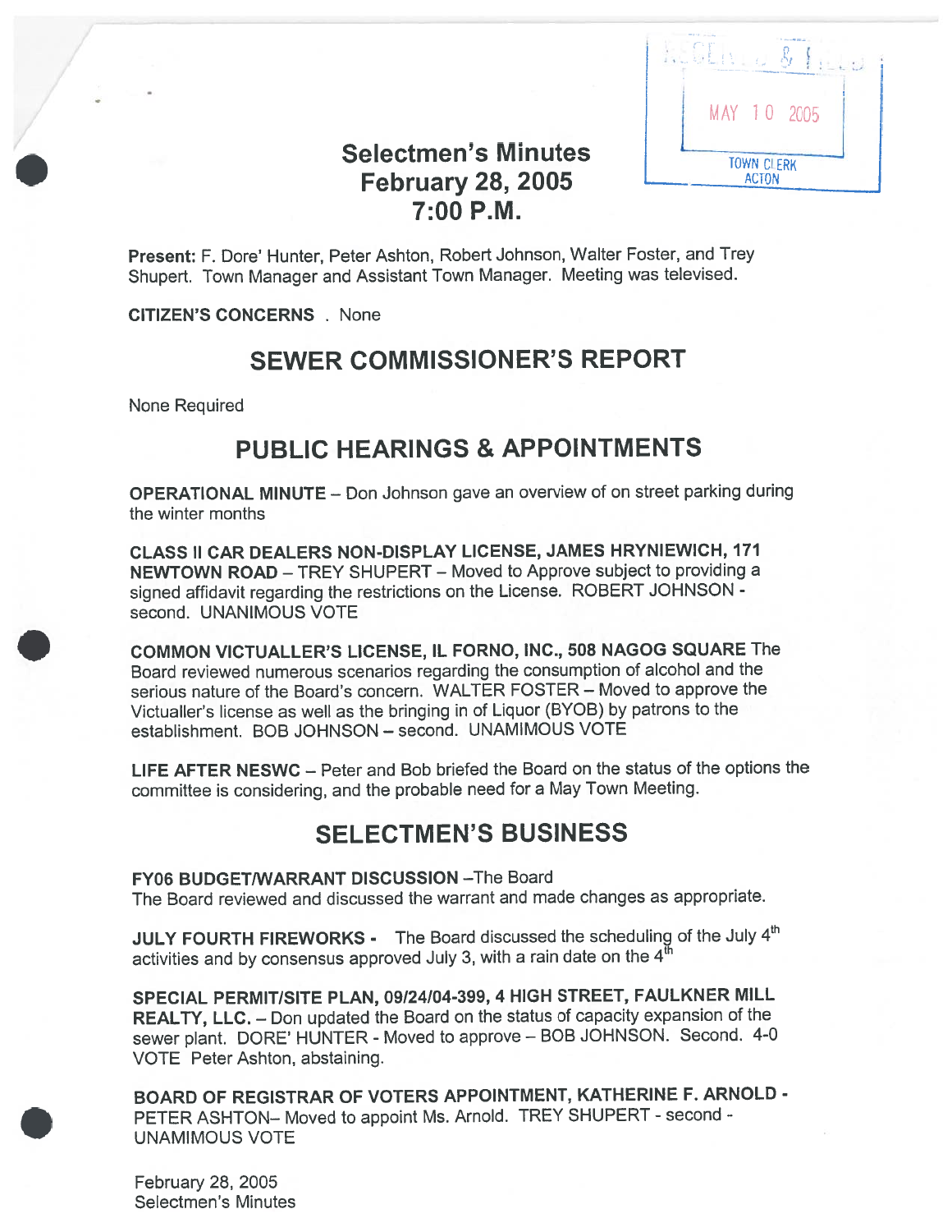RECEIVED & FILED
MAY 10 2005
TOWN CLERK
ACTON

# Selectmen's Minutes
# February 28, 2005
# 7:00 P.M.

**Present:** F. Dore' Hunter, Peter Ashton, Robert Johnson, Walter Foster, and Trey Shupert. Town Manager and Assistant Town Manager. Meeting was televised.

**CITIZEN'S CONCERNS** . None

## SEWER COMMISSIONER'S REPORT

None Required

## PUBLIC HEARINGS & APPOINTMENTS

**OPERATIONAL MINUTE** – Don Johnson gave an overview of on street parking during the winter months

**CLASS II CAR DEALERS NON-DISPLAY LICENSE, JAMES HRYNIEWICH, 171 NEWTOWN ROAD** – TREY SHUPERT – Moved to Approve subject to providing a signed affidavit regarding the restrictions on the License. ROBERT JOHNSON - second. UNANIMOUS VOTE

**COMMON VICTUALLER'S LICENSE, IL FORNO, INC., 508 NAGOG SQUARE** The Board reviewed numerous scenarios regarding the consumption of alcohol and the serious nature of the Board's concern. WALTER FOSTER – Moved to approve the Victualler's license as well as the bringing in of Liquor (BYOB) by patrons to the establishment. BOB JOHNSON – second. UNAMIMOUS VOTE

**LIFE AFTER NESWC** – Peter and Bob briefed the Board on the status of the options the committee is considering, and the probable need for a May Town Meeting.

## SELECTMEN'S BUSINESS

**FY06 BUDGET/WARRANT DISCUSSION** –The Board
The Board reviewed and discussed the warrant and made changes as appropriate.

**JULY FOURTH FIREWORKS** - The Board discussed the scheduling of the July 4th activities and by consensus approved July 3, with a rain date on the 4th

**SPECIAL PERMIT/SITE PLAN, 09/24/04-399, 4 HIGH STREET, FAULKNER MILL REALTY, LLC.** – Don updated the Board on the status of capacity expansion of the sewer plant. DORE' HUNTER - Moved to approve – BOB JOHNSON. Second. 4-0 VOTE Peter Ashton, abstaining.

**BOARD OF REGISTRAR OF VOTERS APPOINTMENT, KATHERINE F. ARNOLD** - PETER ASHTON– Moved to appoint Ms. Arnold. TREY SHUPERT - second - UNAMIMOUS VOTE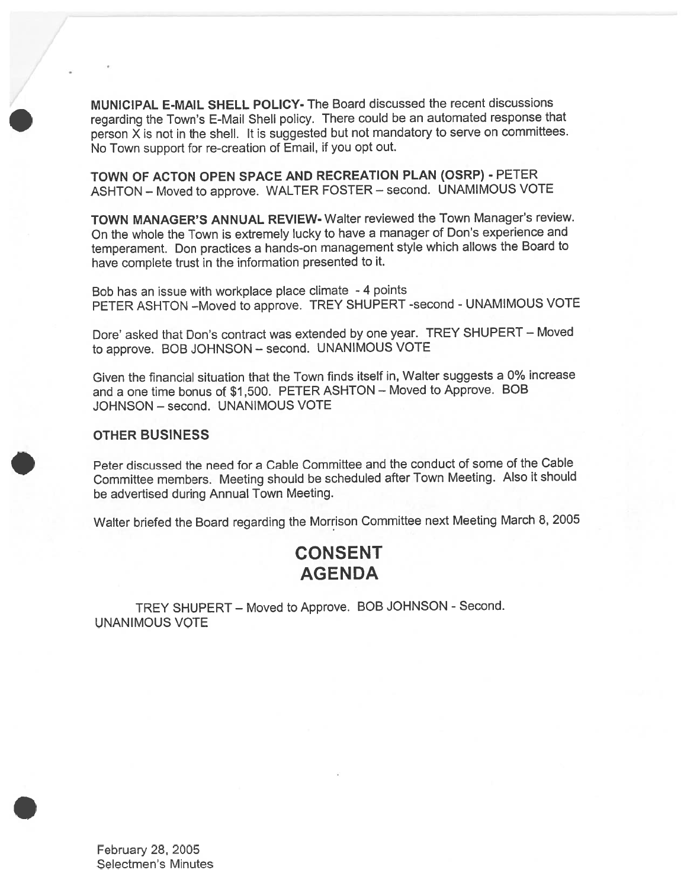**MUNICIPAL E-MAIL SHELL POLICY-** The Board discussed the recent discussions regarding the Town's E-Mail Shell policy. There could be an automated response that person X is not in the shell. It is suggested but not mandatory to serve on committees. No Town support for re-creation of Email, if you opt out.

**TOWN OF ACTON OPEN SPACE AND RECREATION PLAN (OSRP) -** PETER ASHTON – Moved to approve. WALTER FOSTER – second. UNAMIMOUS VOTE

**TOWN MANAGER'S ANNUAL REVIEW-** Walter reviewed the Town Manager's review. On the whole the Town is extremely lucky to have a manager of Don's experience and temperament. Don practices a hands-on management style which allows the Board to have complete trust in the information presented to it.

Bob has an issue with workplace place climate - 4 points
PETER ASHTON –Moved to approve. TREY SHUPERT -second - UNAMIMOUS VOTE

Dore' asked that Don's contract was extended by one year. TREY SHUPERT – Moved to approve. BOB JOHNSON – second. UNANIMOUS VOTE

Given the financial situation that the Town finds itself in, Walter suggests a 0% increase and a one time bonus of $1,500. PETER ASHTON – Moved to Approve. BOB JOHNSON – second. UNANIMOUS VOTE

**OTHER BUSINESS**

Peter discussed the need for a Cable Committee and the conduct of some of the Cable Committee members. Meeting should be scheduled after Town Meeting. Also it should be advertised during Annual Town Meeting.

Walter briefed the Board regarding the Morrison Committee next Meeting March 8, 2005

## CONSENT AGENDA

TREY SHUPERT – Moved to Approve. BOB JOHNSON - Second. UNANIMOUS VOTE

February 28, 2005
Selectmen's Minutes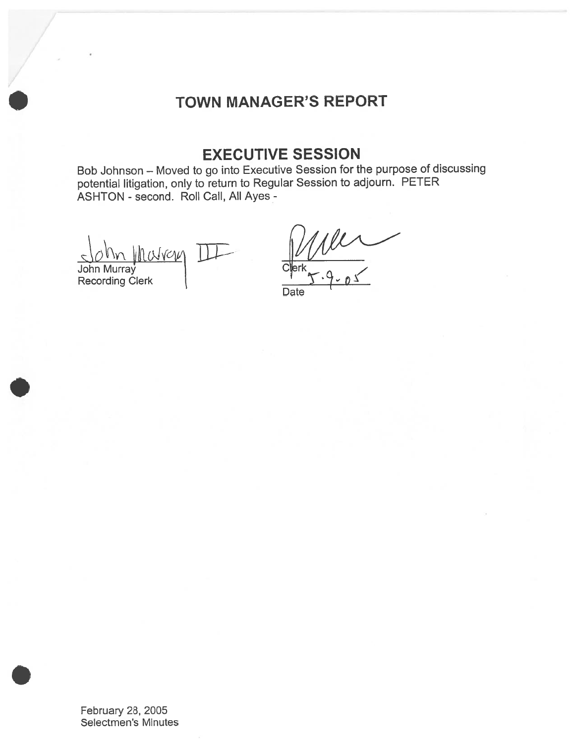# TOWN MANAGER'S REPORT

## EXECUTIVE SESSION

Bob Johnson – Moved to go into Executive Session for the purpose of discussing potential litigation, only to return to Regular Session to adjourn. PETER ASHTON - second. Roll Call, All Ayes -

John Murray III
John Murray
Recording Clerk

Clerk
5-9-05
Date

February 28, 2005
Selectmen's Minutes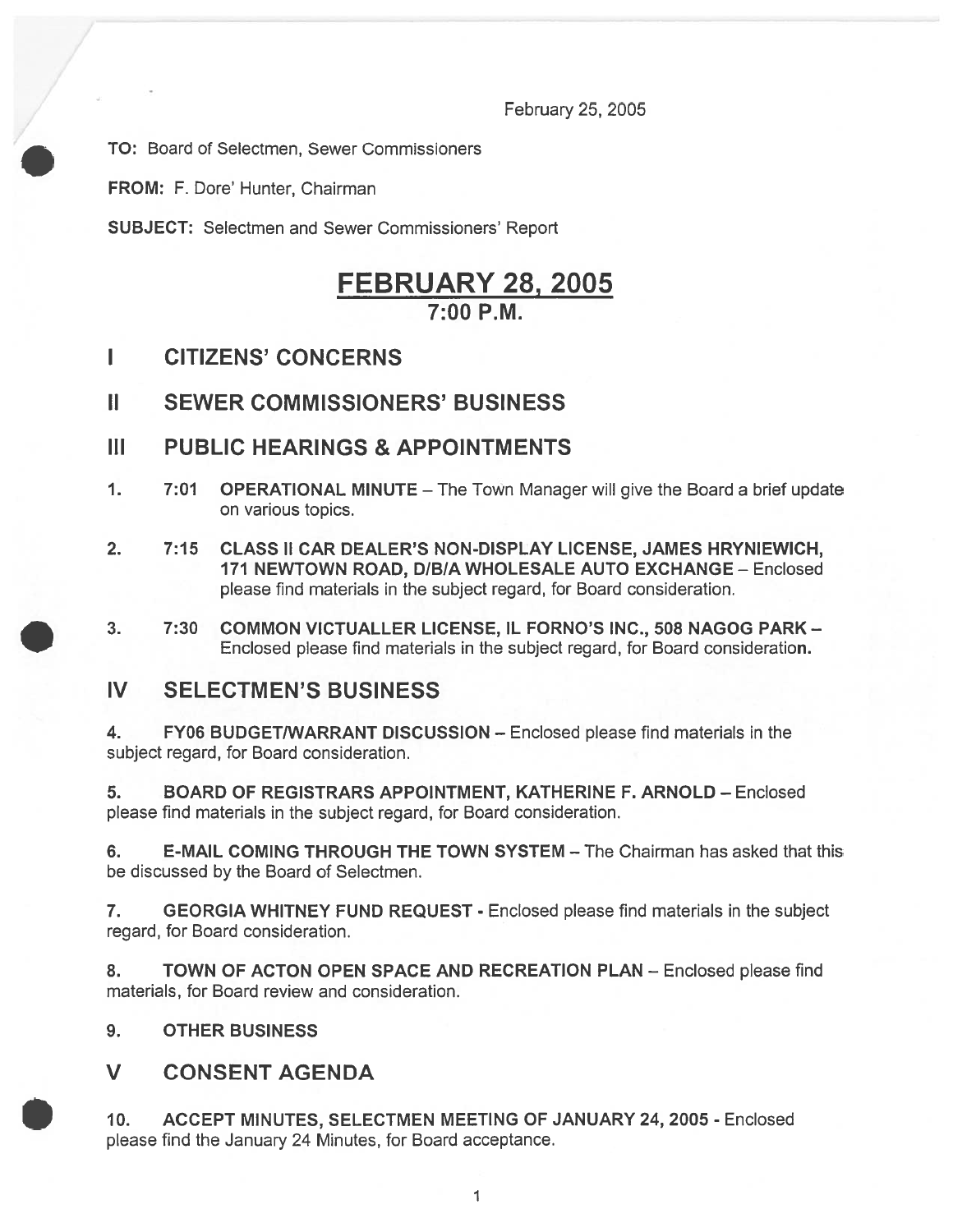February 25, 2005

**TO:** Board of Selectmen, Sewer Commissioners

**FROM:** F. Dore' Hunter, Chairman

**SUBJECT:** Selectmen and Sewer Commissioners' Report

# FEBRUARY 28, 2005
## 7:00 P.M.

## I CITIZENS' CONCERNS

## II SEWER COMMISSIONERS' BUSINESS

## III PUBLIC HEARINGS & APPOINTMENTS

1. 7:01 **OPERATIONAL MINUTE** – The Town Manager will give the Board a brief update on various topics.

2. 7:15 **CLASS II CAR DEALER'S NON-DISPLAY LICENSE, JAMES HRYNIEWICH, 171 NEWTOWN ROAD, D/B/A WHOLESALE AUTO EXCHANGE** – Enclosed please find materials in the subject regard, for Board consideration.

3. 7:30 **COMMON VICTUALLER LICENSE, IL FORNO'S INC., 508 NAGOG PARK** – Enclosed please find materials in the subject regard, for Board consideration.

## IV SELECTMEN'S BUSINESS

4. **FY06 BUDGET/WARRANT DISCUSSION** – Enclosed please find materials in the subject regard, for Board consideration.

5. **BOARD OF REGISTRARS APPOINTMENT, KATHERINE F. ARNOLD** – Enclosed please find materials in the subject regard, for Board consideration.

6. **E-MAIL COMING THROUGH THE TOWN SYSTEM** – The Chairman has asked that this be discussed by the Board of Selectmen.

7. **GEORGIA WHITNEY FUND REQUEST** - Enclosed please find materials in the subject regard, for Board consideration.

8. **TOWN OF ACTON OPEN SPACE AND RECREATION PLAN** – Enclosed please find materials, for Board review and consideration.

9. **OTHER BUSINESS**

## V CONSENT AGENDA

10. **ACCEPT MINUTES, SELECTMEN MEETING OF JANUARY 24, 2005** - Enclosed please find the January 24 Minutes, for Board acceptance.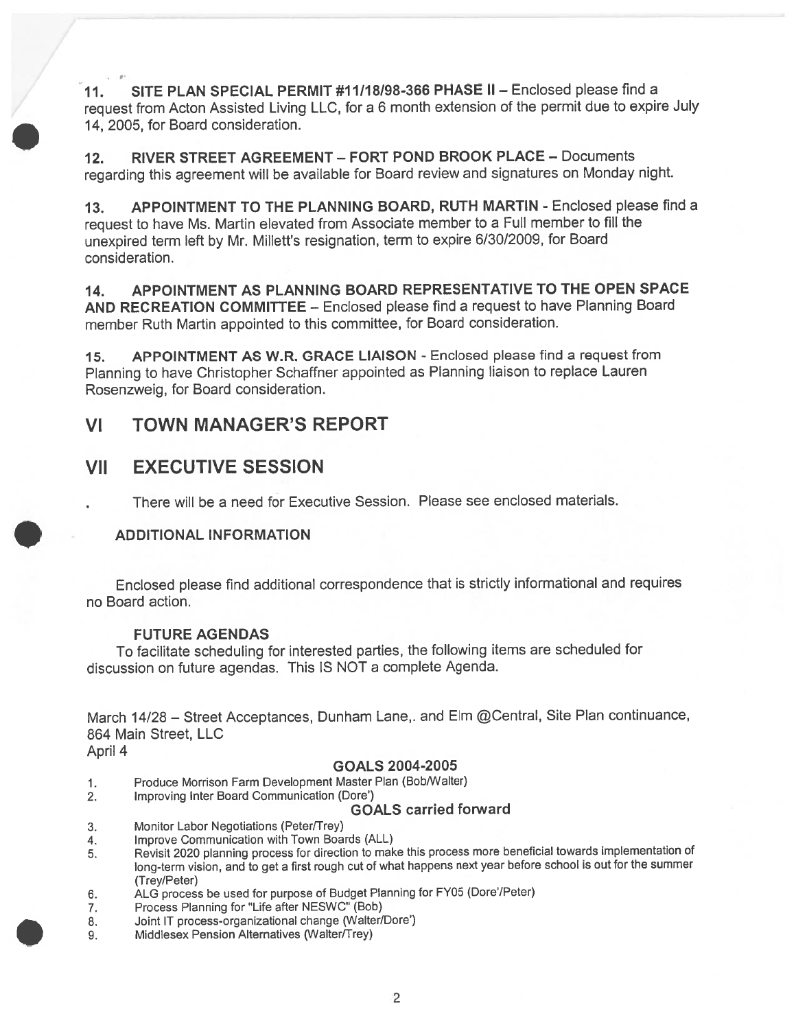11. **SITE PLAN SPECIAL PERMIT #11/18/98-366 PHASE II** – Enclosed please find a request from Acton Assisted Living LLC, for a 6 month extension of the permit due to expire July 14, 2005, for Board consideration.

12. **RIVER STREET AGREEMENT – FORT POND BROOK PLACE** – Documents regarding this agreement will be available for Board review and signatures on Monday night.

13. **APPOINTMENT TO THE PLANNING BOARD, RUTH MARTIN** - Enclosed please find a request to have Ms. Martin elevated from Associate member to a Full member to fill the unexpired term left by Mr. Millett's resignation, term to expire 6/30/2009, for Board consideration.

14. **APPOINTMENT AS PLANNING BOARD REPRESENTATIVE TO THE OPEN SPACE AND RECREATION COMMITTEE** – Enclosed please find a request to have Planning Board member Ruth Martin appointed to this committee, for Board consideration.

15. **APPOINTMENT AS W.R. GRACE LIAISON** - Enclosed please find a request from Planning to have Christopher Schaffner appointed as Planning liaison to replace Lauren Rosenzweig, for Board consideration.

# VI TOWN MANAGER'S REPORT

# VII EXECUTIVE SESSION

- There will be a need for Executive Session. Please see enclosed materials.

### ADDITIONAL INFORMATION

Enclosed please find additional correspondence that is strictly informational and requires no Board action.

### FUTURE AGENDAS

To facilitate scheduling for interested parties, the following items are scheduled for discussion on future agendas. This IS NOT a complete Agenda.

March 14/28 – Street Acceptances, Dunham Lane,. and Elm @Central, Site Plan continuance, 864 Main Street, LLC
April 4

### GOALS 2004-2005

1. Produce Morrison Farm Development Master Plan (Bob/Walter)
2. Improving Inter Board Communication (Dore')

### GOALS carried forward

3. Monitor Labor Negotiations (Peter/Trey)
4. Improve Communication with Town Boards (ALL)
5. Revisit 2020 planning process for direction to make this process more beneficial towards implementation of long-term vision, and to get a first rough cut of what happens next year before school is out for the summer (Trey/Peter)
6. ALG process be used for purpose of Budget Planning for FY05 (Dore'/Peter)
7. Process Planning for "Life after NESWC" (Bob)
8. Joint IT process-organizational change (Walter/Dore')
9. Middlesex Pension Alternatives (Walter/Trey)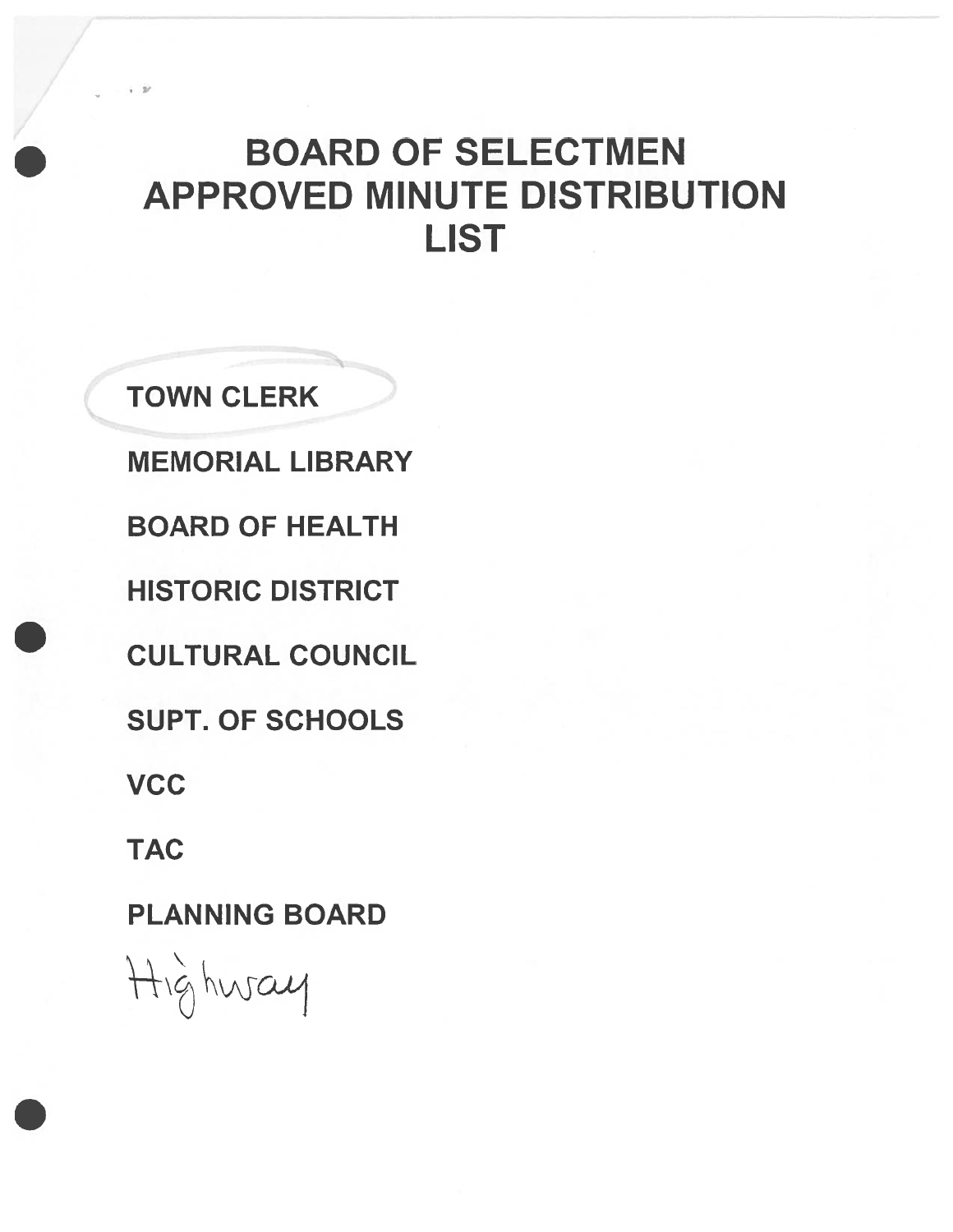# BOARD OF SELECTMEN APPROVED MINUTE DISTRIBUTION LIST

TOWN CLERK

MEMORIAL LIBRARY

BOARD OF HEALTH

HISTORIC DISTRICT

CULTURAL COUNCIL

SUPT. OF SCHOOLS

VCC

TAC

PLANNING BOARD

Highway